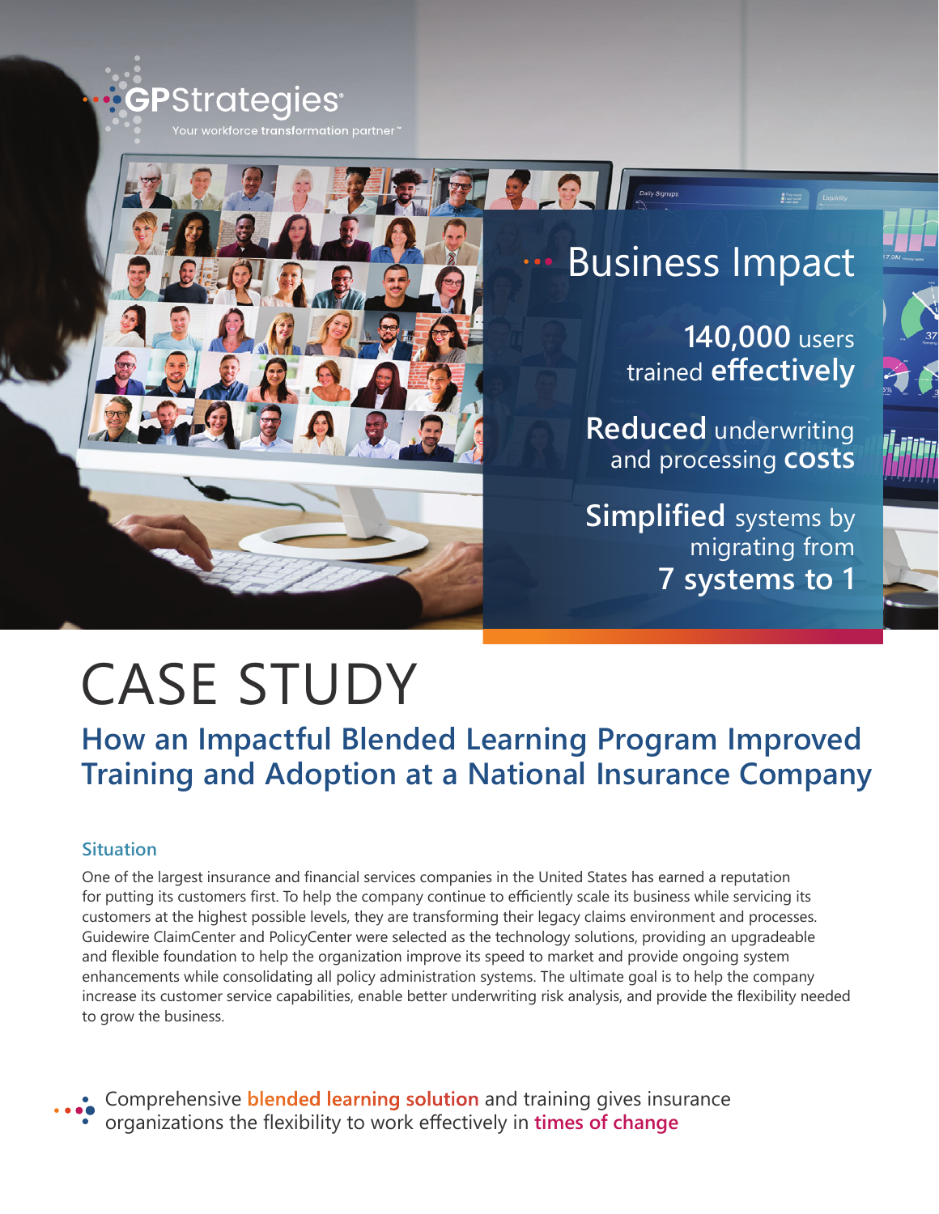GPStrategies

Your workforce transformation partner™

## Business Impact

**140,000** users trained **effectively**

**Reduced** underwriting and processing **costs**

**Simplified** systems by migrating from **7 systems to 1**

# CASE STUDY

## How an Impactful Blended Learning Program Improved Training and Adoption at a National Insurance Company

### Situation

One of the largest insurance and financial services companies in the United States has earned a reputation for putting its customers first. To help the company continue to efficiently scale its business while servicing its customers at the highest possible levels, they are transforming their legacy claims environment and processes. Guidewire ClaimCenter and PolicyCenter were selected as the technology solutions, providing an upgradeable and flexible foundation to help the organization improve its speed to market and provide ongoing system enhancements while consolidating all policy administration systems. The ultimate goal is to help the company increase its customer service capabilities, enable better underwriting risk analysis, and provide the flexibility needed to grow the business.

Comprehensive **blended learning solution** and training gives insurance organizations the flexibility to work effectively in **times of change**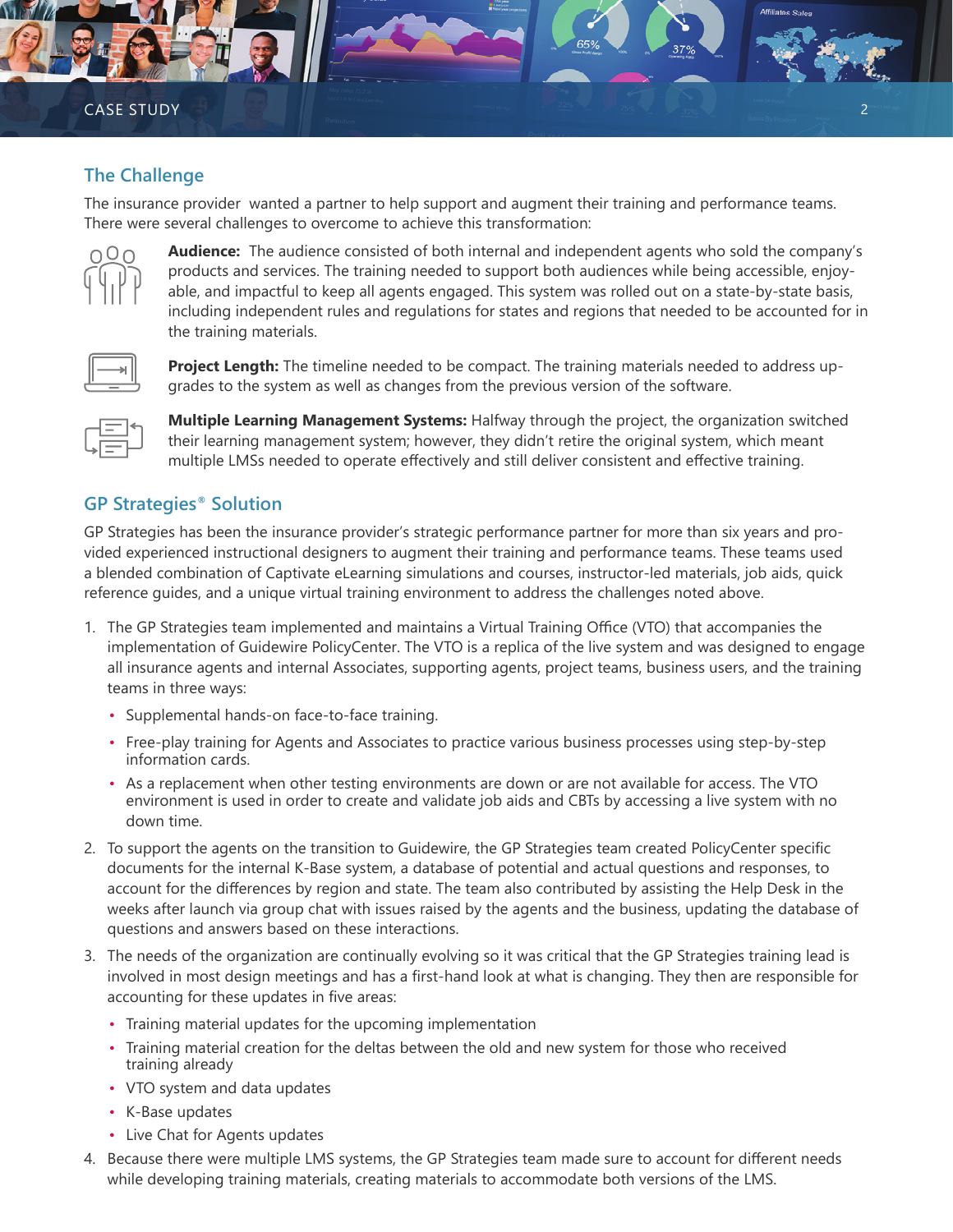## The Challenge

The insurance provider wanted a partner to help support and augment their training and performance teams. There were several challenges to overcome to achieve this transformation:

**Audience:** The audience consisted of both internal and independent agents who sold the company's products and services. The training needed to support both audiences while being accessible, enjoyable, and impactful to keep all agents engaged. This system was rolled out on a state-by-state basis, including independent rules and regulations for states and regions that needed to be accounted for in the training materials.

**Project Length:** The timeline needed to be compact. The training materials needed to address upgrades to the system as well as changes from the previous version of the software.

**Multiple Learning Management Systems:** Halfway through the project, the organization switched their learning management system; however, they didn't retire the original system, which meant multiple LMSs needed to operate effectively and still deliver consistent and effective training.

## GP Strategies® Solution

GP Strategies has been the insurance provider's strategic performance partner for more than six years and provided experienced instructional designers to augment their training and performance teams. These teams used a blended combination of Captivate eLearning simulations and courses, instructor-led materials, job aids, quick reference guides, and a unique virtual training environment to address the challenges noted above.

1. The GP Strategies team implemented and maintains a Virtual Training Office (VTO) that accompanies the implementation of Guidewire PolicyCenter. The VTO is a replica of the live system and was designed to engage all insurance agents and internal Associates, supporting agents, project teams, business users, and the training teams in three ways:
   - Supplemental hands-on face-to-face training.
   - Free-play training for Agents and Associates to practice various business processes using step-by-step information cards.
   - As a replacement when other testing environments are down or are not available for access. The VTO environment is used in order to create and validate job aids and CBTs by accessing a live system with no down time.
2. To support the agents on the transition to Guidewire, the GP Strategies team created PolicyCenter specific documents for the internal K-Base system, a database of potential and actual questions and responses, to account for the differences by region and state. The team also contributed by assisting the Help Desk in the weeks after launch via group chat with issues raised by the agents and the business, updating the database of questions and answers based on these interactions.
3. The needs of the organization are continually evolving so it was critical that the GP Strategies training lead is involved in most design meetings and has a first-hand look at what is changing. They then are responsible for accounting for these updates in five areas:
   - Training material updates for the upcoming implementation
   - Training material creation for the deltas between the old and new system for those who received training already
   - VTO system and data updates
   - K-Base updates
   - Live Chat for Agents updates
4. Because there were multiple LMS systems, the GP Strategies team made sure to account for different needs while developing training materials, creating materials to accommodate both versions of the LMS.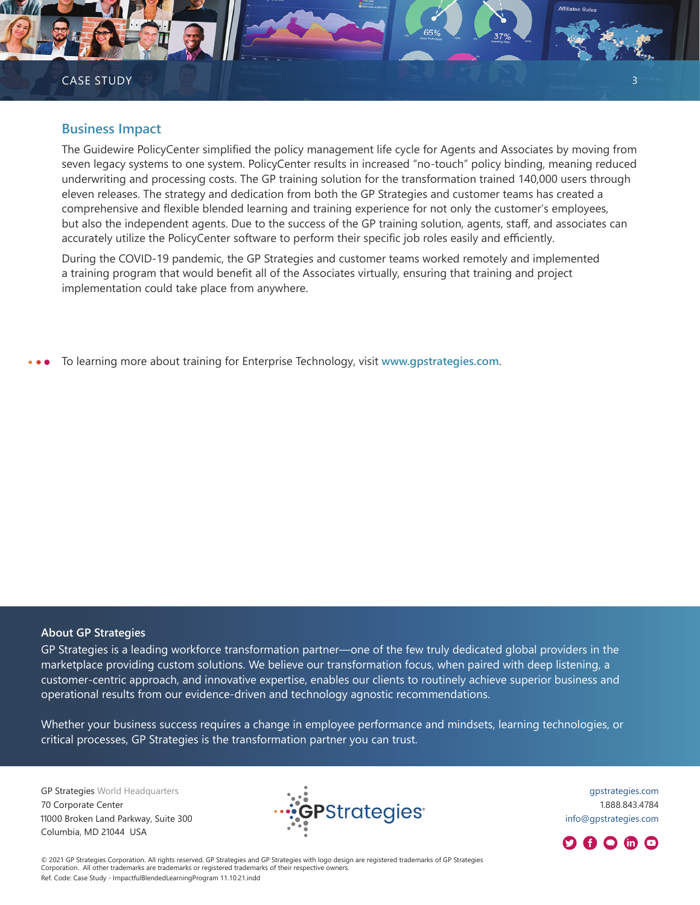## Business Impact

The Guidewire PolicyCenter simplified the policy management life cycle for Agents and Associates by moving from seven legacy systems to one system. PolicyCenter results in increased "no-touch" policy binding, meaning reduced underwriting and processing costs. The GP training solution for the transformation trained 140,000 users through eleven releases. The strategy and dedication from both the GP Strategies and customer teams has created a comprehensive and flexible blended learning and training experience for not only the customer's employees, but also the independent agents. Due to the success of the GP training solution, agents, staff, and associates can accurately utilize the PolicyCenter software to perform their specific job roles easily and efficiently.

During the COVID-19 pandemic, the GP Strategies and customer teams worked remotely and implemented a training program that would benefit all of the Associates virtually, ensuring that training and project implementation could take place from anywhere.

To learning more about training for Enterprise Technology, visit **www.gpstrategies.com**.

### About GP Strategies

GP Strategies is a leading workforce transformation partner—one of the few truly dedicated global providers in the marketplace providing custom solutions. We believe our transformation focus, when paired with deep listening, a customer-centric approach, and innovative expertise, enables our clients to routinely achieve superior business and operational results from our evidence-driven and technology agnostic recommendations.

Whether your business success requires a change in employee performance and mindsets, learning technologies, or critical processes, GP Strategies is the transformation partner you can trust.

GP Strategies World Headquarters
70 Corporate Center
11000 Broken Land Parkway, Suite 300
Columbia, MD 21044 USA

GPStrategies®

gpstrategies.com
1.888.843.4784
info@gpstrategies.com

© 2021 GP Strategies Corporation. All rights reserved. GP Strategies and GP Strategies with logo design are registered trademarks of GP Strategies Corporation. All other trademarks are trademarks or registered trademarks of their respective owners.
Ref. Code: Case Study - ImpactfulBlendedLearningProgram 11.10.21.indd